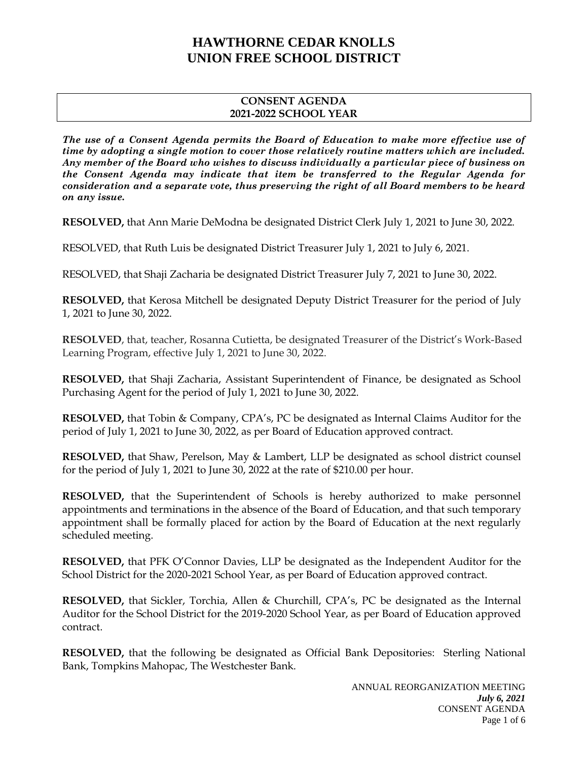# HAWTHORNE CEDAR KNOLLS UNION FREE SCHOOL DISTRICT

## CONSENT AGENDA
## 2021-2022 SCHOOL YEAR

***The use of a Consent Agenda permits the Board of Education to make more effective use of time by adopting a single motion to cover those relatively routine matters which are included. Any member of the Board who wishes to discuss individually a particular piece of business on the Consent Agenda may indicate that item be transferred to the Regular Agenda for consideration and a separate vote, thus preserving the right of all Board members to be heard on any issue.***

**RESOLVED,** that Ann Marie DeModna be designated District Clerk July 1, 2021 to June 30, 2022.

RESOLVED, that Ruth Luis be designated District Treasurer July 1, 2021 to July 6, 2021.

RESOLVED, that Shaji Zacharia be designated District Treasurer July 7, 2021 to June 30, 2022.

**RESOLVED,** that Kerosa Mitchell be designated Deputy District Treasurer for the period of July 1, 2021 to June 30, 2022.

**RESOLVED**, that, teacher, Rosanna Cutietta, be designated Treasurer of the District's Work-Based Learning Program, effective July 1, 2021 to June 30, 2022.

**RESOLVED,** that Shaji Zacharia, Assistant Superintendent of Finance, be designated as School Purchasing Agent for the period of July 1, 2021 to June 30, 2022.

**RESOLVED,** that Tobin & Company, CPA's, PC be designated as Internal Claims Auditor for the period of July 1, 2021 to June 30, 2022, as per Board of Education approved contract.

**RESOLVED,** that Shaw, Perelson, May & Lambert, LLP be designated as school district counsel for the period of July 1, 2021 to June 30, 2022 at the rate of $210.00 per hour.

**RESOLVED,** that the Superintendent of Schools is hereby authorized to make personnel appointments and terminations in the absence of the Board of Education, and that such temporary appointment shall be formally placed for action by the Board of Education at the next regularly scheduled meeting.

**RESOLVED,** that PFK O'Connor Davies, LLP be designated as the Independent Auditor for the School District for the 2020-2021 School Year, as per Board of Education approved contract.

**RESOLVED,** that Sickler, Torchia, Allen & Churchill, CPA's, PC be designated as the Internal Auditor for the School District for the 2019-2020 School Year, as per Board of Education approved contract.

**RESOLVED,** that the following be designated as Official Bank Depositories: Sterling National Bank, Tompkins Mahopac, The Westchester Bank.

ANNUAL REORGANIZATION MEETING
***July 6, 2021***
CONSENT AGENDA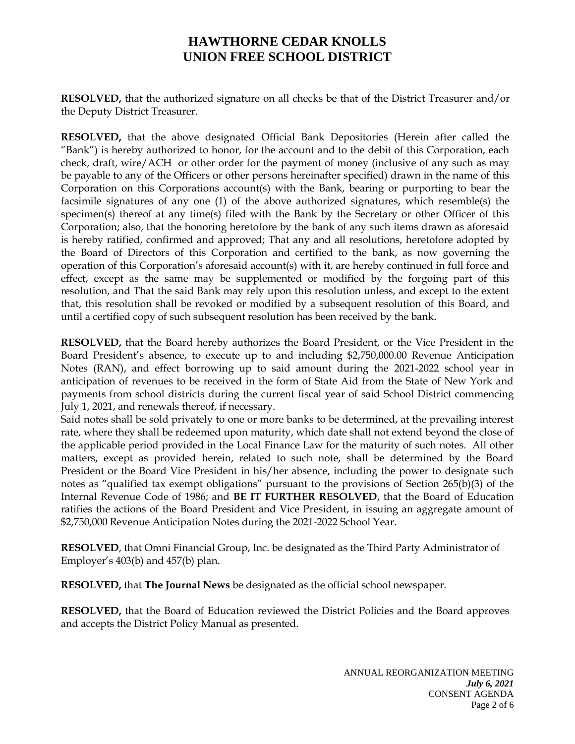# HAWTHORNE CEDAR KNOLLS UNION FREE SCHOOL DISTRICT

**RESOLVED,** that the authorized signature on all checks be that of the District Treasurer and/or the Deputy District Treasurer.

**RESOLVED,** that the above designated Official Bank Depositories (Herein after called the "Bank") is hereby authorized to honor, for the account and to the debit of this Corporation, each check, draft, wire/ACH or other order for the payment of money (inclusive of any such as may be payable to any of the Officers or other persons hereinafter specified) drawn in the name of this Corporation on this Corporations account(s) with the Bank, bearing or purporting to bear the facsimile signatures of any one (1) of the above authorized signatures, which resemble(s) the specimen(s) thereof at any time(s) filed with the Bank by the Secretary or other Officer of this Corporation; also, that the honoring heretofore by the bank of any such items drawn as aforesaid is hereby ratified, confirmed and approved; That any and all resolutions, heretofore adopted by the Board of Directors of this Corporation and certified to the bank, as now governing the operation of this Corporation's aforesaid account(s) with it, are hereby continued in full force and effect, except as the same may be supplemented or modified by the forgoing part of this resolution, and That the said Bank may rely upon this resolution unless, and except to the extent that, this resolution shall be revoked or modified by a subsequent resolution of this Board, and until a certified copy of such subsequent resolution has been received by the bank.

**RESOLVED,** that the Board hereby authorizes the Board President, or the Vice President in the Board President's absence, to execute up to and including $2,750,000.00 Revenue Anticipation Notes (RAN), and effect borrowing up to said amount during the 2021-2022 school year in anticipation of revenues to be received in the form of State Aid from the State of New York and payments from school districts during the current fiscal year of said School District commencing July 1, 2021, and renewals thereof, if necessary.
Said notes shall be sold privately to one or more banks to be determined, at the prevailing interest rate, where they shall be redeemed upon maturity, which date shall not extend beyond the close of the applicable period provided in the Local Finance Law for the maturity of such notes. All other matters, except as provided herein, related to such note, shall be determined by the Board President or the Board Vice President in his/her absence, including the power to designate such notes as "qualified tax exempt obligations" pursuant to the provisions of Section 265(b)(3) of the Internal Revenue Code of 1986; and **BE IT FURTHER RESOLVED**, that the Board of Education ratifies the actions of the Board President and Vice President, in issuing an aggregate amount of $2,750,000 Revenue Anticipation Notes during the 2021-2022 School Year.

**RESOLVED**, that Omni Financial Group, Inc. be designated as the Third Party Administrator of Employer's 403(b) and 457(b) plan.

**RESOLVED,** that **The Journal News** be designated as the official school newspaper.

**RESOLVED,** that the Board of Education reviewed the District Policies and the Board approves and accepts the District Policy Manual as presented.

ANNUAL REORGANIZATION MEETING
***July 6, 2021***
CONSENT AGENDA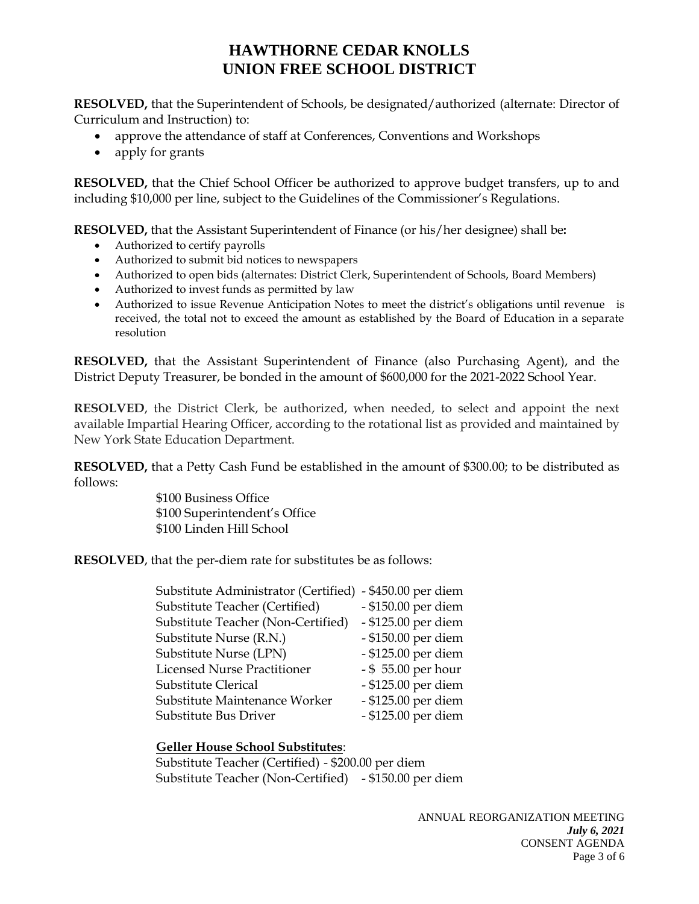# HAWTHORNE CEDAR KNOLLS UNION FREE SCHOOL DISTRICT

**RESOLVED,** that the Superintendent of Schools, be designated/authorized (alternate: Director of Curriculum and Instruction) to:

- approve the attendance of staff at Conferences, Conventions and Workshops
- apply for grants

**RESOLVED,** that the Chief School Officer be authorized to approve budget transfers, up to and including $10,000 per line, subject to the Guidelines of the Commissioner's Regulations.

**RESOLVED,** that the Assistant Superintendent of Finance (or his/her designee) shall be**:**

- Authorized to certify payrolls
- Authorized to submit bid notices to newspapers
- Authorized to open bids (alternates: District Clerk, Superintendent of Schools, Board Members)
- Authorized to invest funds as permitted by law
- Authorized to issue Revenue Anticipation Notes to meet the district's obligations until revenue is received, the total not to exceed the amount as established by the Board of Education in a separate resolution

**RESOLVED,** that the Assistant Superintendent of Finance (also Purchasing Agent), and the District Deputy Treasurer, be bonded in the amount of $600,000 for the 2021-2022 School Year.

**RESOLVED**, the District Clerk, be authorized, when needed, to select and appoint the next available Impartial Hearing Officer, according to the rotational list as provided and maintained by New York State Education Department.

**RESOLVED,** that a Petty Cash Fund be established in the amount of $300.00; to be distributed as follows:

$100 Business Office
$100 Superintendent's Office
$100 Linden Hill School

**RESOLVED**, that the per-diem rate for substitutes be as follows:

| | |
|---|---|
| Substitute Administrator (Certified) | - $450.00 per diem |
| Substitute Teacher (Certified) | - $150.00 per diem |
| Substitute Teacher (Non-Certified) | - $125.00 per diem |
| Substitute Nurse (R.N.) | - $150.00 per diem |
| Substitute Nurse (LPN) | - $125.00 per diem |
| Licensed Nurse Practitioner | - $ 55.00 per hour |
| Substitute Clerical | - $125.00 per diem |
| Substitute Maintenance Worker | - $125.00 per diem |
| Substitute Bus Driver | - $125.00 per diem |

**Geller House School Substitutes**:

Substitute Teacher (Certified) - $200.00 per diem
Substitute Teacher (Non-Certified) - $150.00 per diem

ANNUAL REORGANIZATION MEETING
***July 6, 2021***
CONSENT AGENDA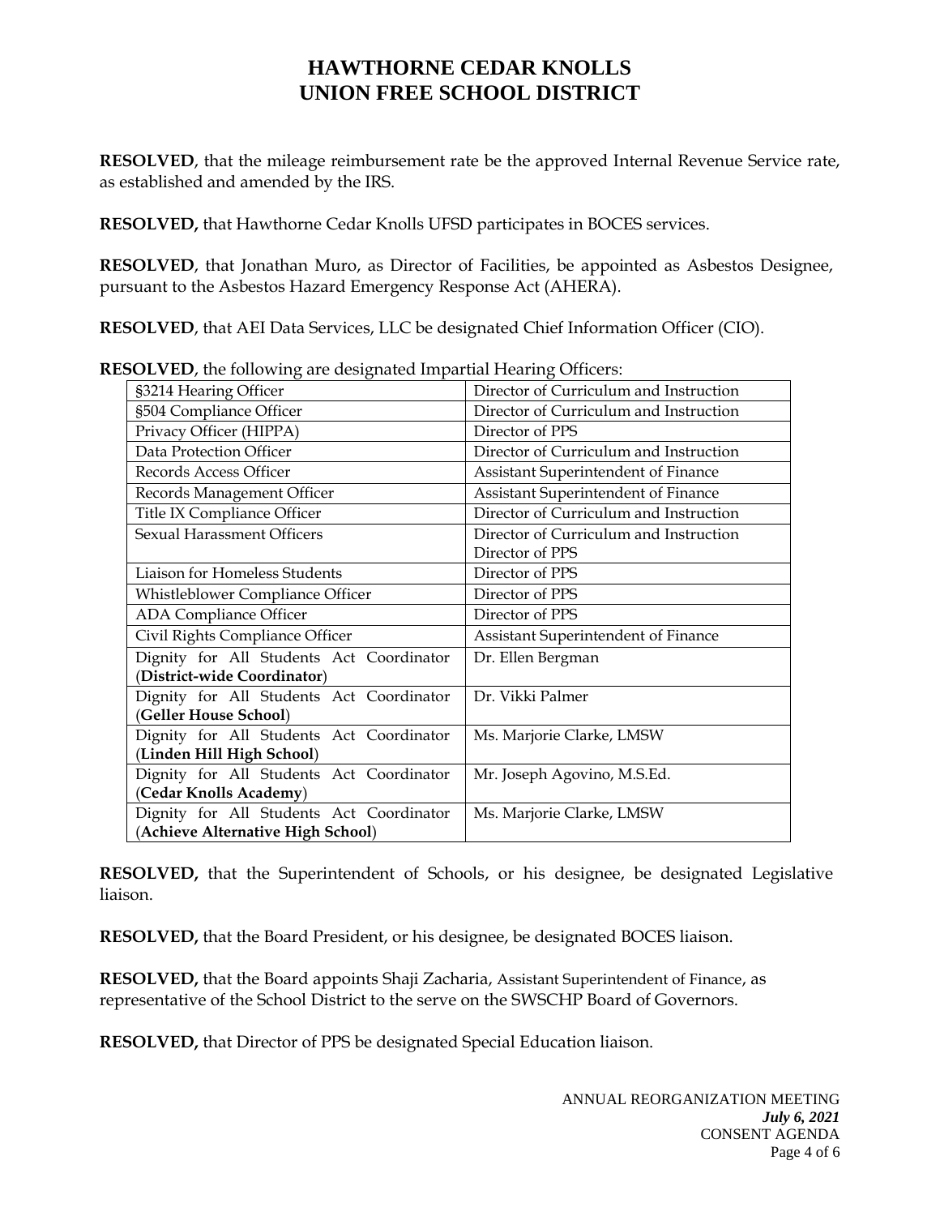# HAWTHORNE CEDAR KNOLLS UNION FREE SCHOOL DISTRICT

**RESOLVED**, that the mileage reimbursement rate be the approved Internal Revenue Service rate, as established and amended by the IRS.

**RESOLVED,** that Hawthorne Cedar Knolls UFSD participates in BOCES services.

**RESOLVED**, that Jonathan Muro, as Director of Facilities, be appointed as Asbestos Designee, pursuant to the Asbestos Hazard Emergency Response Act (AHERA).

**RESOLVED**, that AEI Data Services, LLC be designated Chief Information Officer (CIO).

**RESOLVED**, the following are designated Impartial Hearing Officers:

| | |
|---|---|
| §3214 Hearing Officer | Director of Curriculum and Instruction |
| §504 Compliance Officer | Director of Curriculum and Instruction |
| Privacy Officer (HIPPA) | Director of PPS |
| Data Protection Officer | Director of Curriculum and Instruction |
| Records Access Officer | Assistant Superintendent of Finance |
| Records Management Officer | Assistant Superintendent of Finance |
| Title IX Compliance Officer | Director of Curriculum and Instruction |
| Sexual Harassment Officers | Director of Curriculum and Instruction<br>Director of PPS |
| Liaison for Homeless Students | Director of PPS |
| Whistleblower Compliance Officer | Director of PPS |
| ADA Compliance Officer | Director of PPS |
| Civil Rights Compliance Officer | Assistant Superintendent of Finance |
| Dignity for All Students Act Coordinator (**District-wide Coordinator**) | Dr. Ellen Bergman |
| Dignity for All Students Act Coordinator (**Geller House School**) | Dr. Vikki Palmer |
| Dignity for All Students Act Coordinator (**Linden Hill High School**) | Ms. Marjorie Clarke, LMSW |
| Dignity for All Students Act Coordinator (**Cedar Knolls Academy**) | Mr. Joseph Agovino, M.S.Ed. |
| Dignity for All Students Act Coordinator (**Achieve Alternative High School**) | Ms. Marjorie Clarke, LMSW |

**RESOLVED,** that the Superintendent of Schools, or his designee, be designated Legislative liaison.

**RESOLVED,** that the Board President, or his designee, be designated BOCES liaison.

**RESOLVED,** that the Board appoints Shaji Zacharia, Assistant Superintendent of Finance, as representative of the School District to the serve on the SWSCHP Board of Governors.

**RESOLVED,** that Director of PPS be designated Special Education liaison.

ANNUAL REORGANIZATION MEETING
***July 6, 2021***
CONSENT AGENDA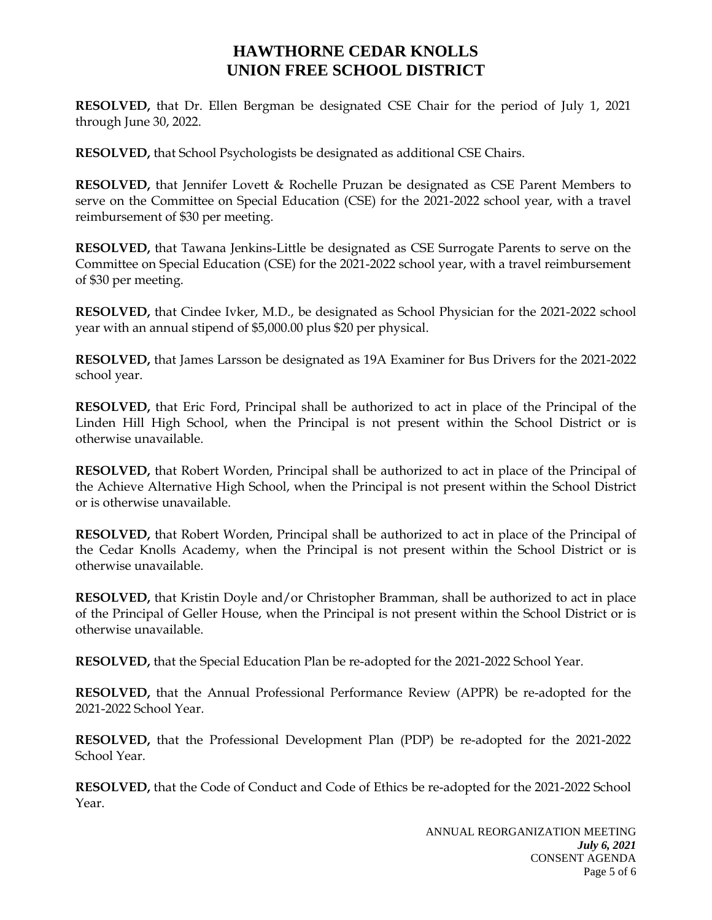# HAWTHORNE CEDAR KNOLLS
# UNION FREE SCHOOL DISTRICT

**RESOLVED,** that Dr. Ellen Bergman be designated CSE Chair for the period of July 1, 2021 through June 30, 2022.

**RESOLVED,** that School Psychologists be designated as additional CSE Chairs.

**RESOLVED,** that Jennifer Lovett & Rochelle Pruzan be designated as CSE Parent Members to serve on the Committee on Special Education (CSE) for the 2021-2022 school year, with a travel reimbursement of $30 per meeting.

**RESOLVED,** that Tawana Jenkins-Little be designated as CSE Surrogate Parents to serve on the Committee on Special Education (CSE) for the 2021-2022 school year, with a travel reimbursement of $30 per meeting.

**RESOLVED,** that Cindee Ivker, M.D., be designated as School Physician for the 2021-2022 school year with an annual stipend of $5,000.00 plus $20 per physical.

**RESOLVED,** that James Larsson be designated as 19A Examiner for Bus Drivers for the 2021-2022 school year.

**RESOLVED,** that Eric Ford, Principal shall be authorized to act in place of the Principal of the Linden Hill High School, when the Principal is not present within the School District or is otherwise unavailable.

**RESOLVED,** that Robert Worden, Principal shall be authorized to act in place of the Principal of the Achieve Alternative High School, when the Principal is not present within the School District or is otherwise unavailable.

**RESOLVED,** that Robert Worden, Principal shall be authorized to act in place of the Principal of the Cedar Knolls Academy, when the Principal is not present within the School District or is otherwise unavailable.

**RESOLVED,** that Kristin Doyle and/or Christopher Bramman, shall be authorized to act in place of the Principal of Geller House, when the Principal is not present within the School District or is otherwise unavailable.

**RESOLVED,** that the Special Education Plan be re-adopted for the 2021-2022 School Year.

**RESOLVED,** that the Annual Professional Performance Review (APPR) be re-adopted for the 2021-2022 School Year.

**RESOLVED,** that the Professional Development Plan (PDP) be re-adopted for the 2021-2022 School Year.

**RESOLVED,** that the Code of Conduct and Code of Ethics be re-adopted for the 2021-2022 School Year.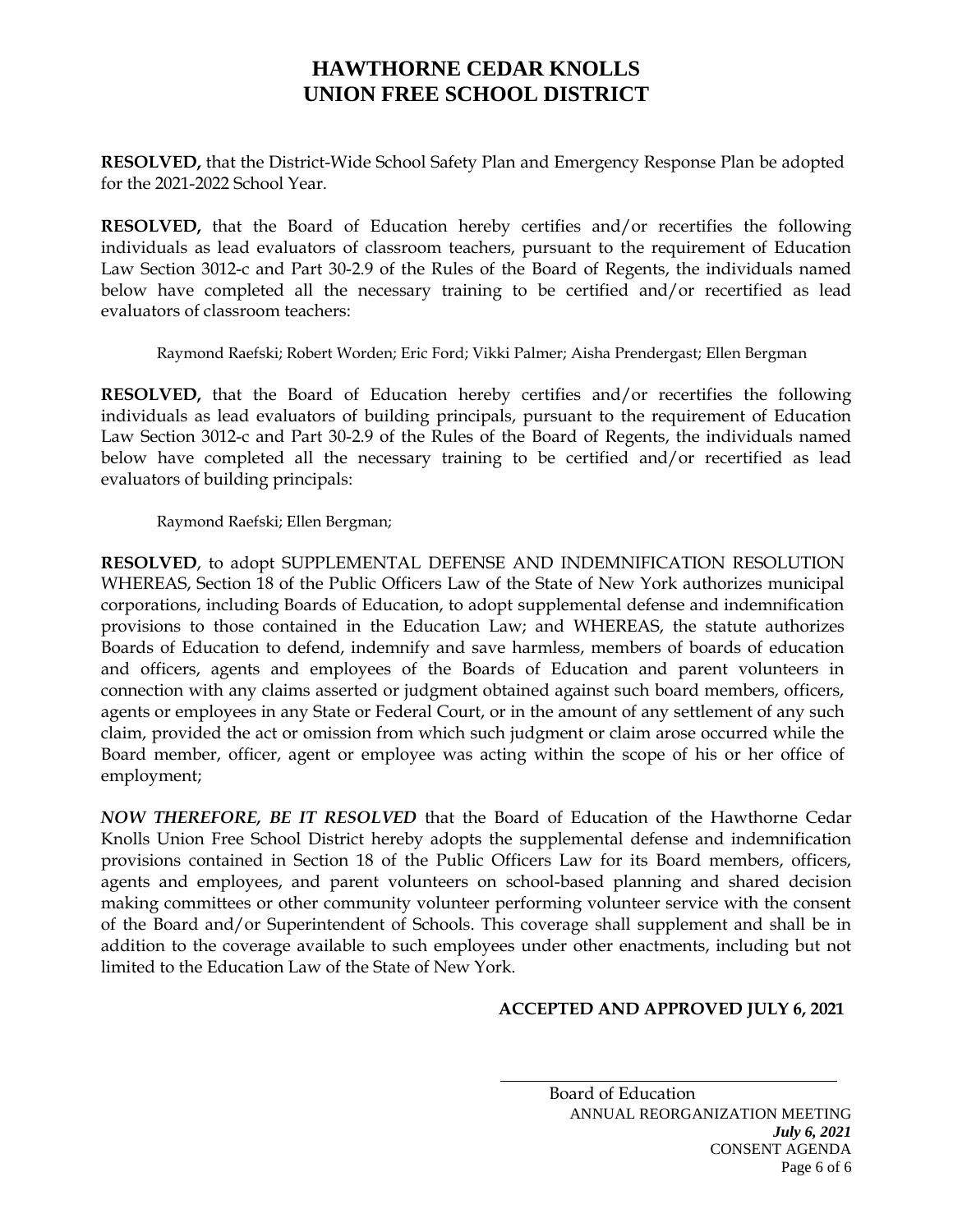# HAWTHORNE CEDAR KNOLLS UNION FREE SCHOOL DISTRICT

**RESOLVED,** that the District-Wide School Safety Plan and Emergency Response Plan be adopted for the 2021-2022 School Year.

**RESOLVED,** that the Board of Education hereby certifies and/or recertifies the following individuals as lead evaluators of classroom teachers, pursuant to the requirement of Education Law Section 3012-c and Part 30-2.9 of the Rules of the Board of Regents, the individuals named below have completed all the necessary training to be certified and/or recertified as lead evaluators of classroom teachers:

Raymond Raefski; Robert Worden; Eric Ford; Vikki Palmer; Aisha Prendergast; Ellen Bergman

**RESOLVED,** that the Board of Education hereby certifies and/or recertifies the following individuals as lead evaluators of building principals, pursuant to the requirement of Education Law Section 3012-c and Part 30-2.9 of the Rules of the Board of Regents, the individuals named below have completed all the necessary training to be certified and/or recertified as lead evaluators of building principals:

Raymond Raefski; Ellen Bergman;

**RESOLVED**, to adopt SUPPLEMENTAL DEFENSE AND INDEMNIFICATION RESOLUTION WHEREAS, Section 18 of the Public Officers Law of the State of New York authorizes municipal corporations, including Boards of Education, to adopt supplemental defense and indemnification provisions to those contained in the Education Law; and WHEREAS, the statute authorizes Boards of Education to defend, indemnify and save harmless, members of boards of education and officers, agents and employees of the Boards of Education and parent volunteers in connection with any claims asserted or judgment obtained against such board members, officers, agents or employees in any State or Federal Court, or in the amount of any settlement of any such claim, provided the act or omission from which such judgment or claim arose occurred while the Board member, officer, agent or employee was acting within the scope of his or her office of employment;

***NOW THEREFORE, BE IT RESOLVED*** that the Board of Education of the Hawthorne Cedar Knolls Union Free School District hereby adopts the supplemental defense and indemnification provisions contained in Section 18 of the Public Officers Law for its Board members, officers, agents and employees, and parent volunteers on school-based planning and shared decision making committees or other community volunteer performing volunteer service with the consent of the Board and/or Superintendent of Schools. This coverage shall supplement and shall be in addition to the coverage available to such employees under other enactments, including but not limited to the Education Law of the State of New York.

**ACCEPTED AND APPROVED JULY 6, 2021**

\_\_\_\_\_\_\_\_\_\_\_\_\_\_\_\_\_\_\_\_\_\_\_\_\_\_\_\_\_\_\_\_\_\_\_\_

Board of Education

ANNUAL REORGANIZATION MEETING
***July 6, 2021***
CONSENT AGENDA